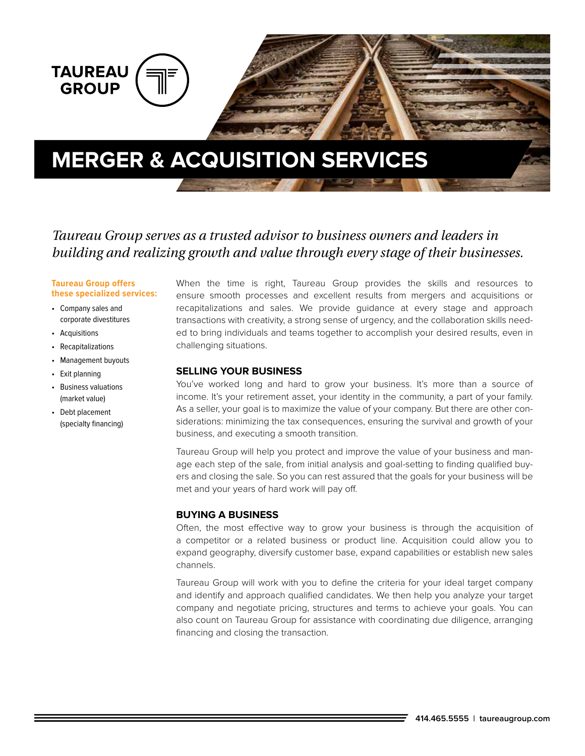TAUREAU GROUP

# MERGER & ACQUISITION SERVICES

*Taureau Group serves as a trusted advisor to business owners and leaders in building and realizing growth and value through every stage of their businesses.*

**Taureau Group offers these specialized services:**

- Company sales and corporate divestitures
- Acquisitions
- Recapitalizations
- Management buyouts
- Exit planning
- Business valuations (market value)
- Debt placement (specialty financing)

When the time is right, Taureau Group provides the skills and resources to ensure smooth processes and excellent results from mergers and acquisitions or recapitalizations and sales. We provide guidance at every stage and approach transactions with creativity, a strong sense of urgency, and the collaboration skills needed to bring individuals and teams together to accomplish your desired results, even in challenging situations.

## SELLING YOUR BUSINESS

You've worked long and hard to grow your business. It's more than a source of income. It's your retirement asset, your identity in the community, a part of your family. As a seller, your goal is to maximize the value of your company. But there are other considerations: minimizing the tax consequences, ensuring the survival and growth of your business, and executing a smooth transition.

Taureau Group will help you protect and improve the value of your business and manage each step of the sale, from initial analysis and goal-setting to finding qualified buyers and closing the sale. So you can rest assured that the goals for your business will be met and your years of hard work will pay off.

## BUYING A BUSINESS

Often, the most effective way to grow your business is through the acquisition of a competitor or a related business or product line. Acquisition could allow you to expand geography, diversify customer base, expand capabilities or establish new sales channels.

Taureau Group will work with you to define the criteria for your ideal target company and identify and approach qualified candidates. We then help you analyze your target company and negotiate pricing, structures and terms to achieve your goals. You can also count on Taureau Group for assistance with coordinating due diligence, arranging financing and closing the transaction.

414.465.5555 | taureaugroup.com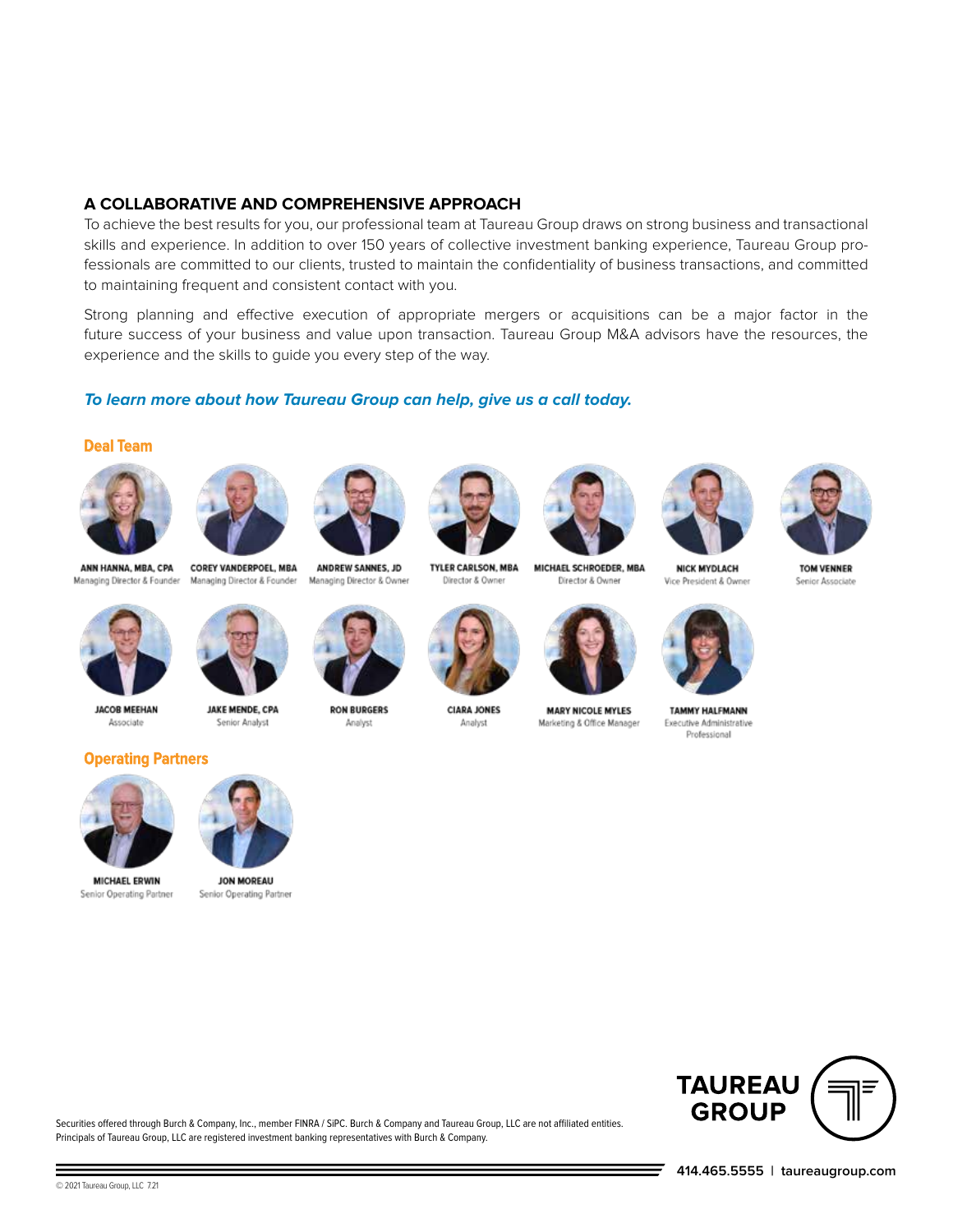## A COLLABORATIVE AND COMPREHENSIVE APPROACH

To achieve the best results for you, our professional team at Taureau Group draws on strong business and transactional skills and experience. In addition to over 150 years of collective investment banking experience, Taureau Group professionals are committed to our clients, trusted to maintain the confidentiality of business transactions, and committed to maintaining frequent and consistent contact with you.

Strong planning and effective execution of appropriate mergers or acquisitions can be a major factor in the future success of your business and value upon transaction. Taureau Group M&A advisors have the resources, the experience and the skills to guide you every step of the way.

***To learn more about how Taureau Group can help, give us a call today.***

### Deal Team

**ANN HANNA, MBA, CPA**
Managing Director & Founder

**COREY VANDERPOEL, MBA**
Managing Director & Founder

**ANDREW SANNES, JD**
Managing Director & Owner

**TYLER CARLSON, MBA**
Director & Owner

**MICHAEL SCHROEDER, MBA**
Director & Owner

**NICK MYDLACH**
Vice President & Owner

**TOM VENNER**
Senior Associate

**JACOB MEEHAN**
Associate

**JAKE MENDE, CPA**
Senior Analyst

**RON BURGERS**
Analyst

**CIARA JONES**
Analyst

**MARY NICOLE MYLES**
Marketing & Office Manager

**TAMMY HALFMANN**
Executive Administrative Professional

### Operating Partners

**MICHAEL ERWIN**
Senior Operating Partner

**JON MOREAU**
Senior Operating Partner

Securities offered through Burch & Company, Inc., member FINRA / SIPC. Burch & Company and Taureau Group, LLC are not affiliated entities. Principals of Taureau Group, LLC are registered investment banking representatives with Burch & Company.

TAUREAU GROUP

414.465.5555 | taureaugroup.com

© 2021 Taureau Group, LLC 7.21